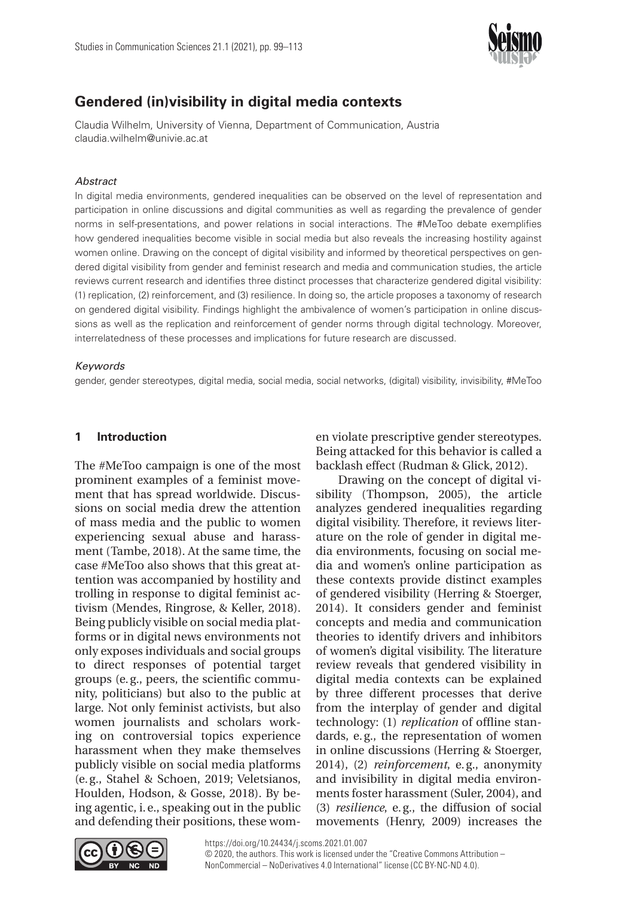# Gendered (in)visibility in digital media contexts

Claudia Wilhelm, University of Vienna, Department of Communication, Austria
claudia.wilhelm@univie.ac.at

*Abstract*

In digital media environments, gendered inequalities can be observed on the level of representation and participation in online discussions and digital communities as well as regarding the prevalence of gender norms in self-presentations, and power relations in social interactions. The #MeToo debate exemplifies how gendered inequalities become visible in social media but also reveals the increasing hostility against women online. Drawing on the concept of digital visibility and informed by theoretical perspectives on gendered digital visibility from gender and feminist research and media and communication studies, the article reviews current research and identifies three distinct processes that characterize gendered digital visibility: (1) replication, (2) reinforcement, and (3) resilience. In doing so, the article proposes a taxonomy of research on gendered digital visibility. Findings highlight the ambivalence of women's participation in online discussions as well as the replication and reinforcement of gender norms through digital technology. Moreover, interrelatedness of these processes and implications for future research are discussed.

*Keywords*

gender, gender stereotypes, digital media, social media, social networks, (digital) visibility, invisibility, #MeToo

## 1 Introduction

The #MeToo campaign is one of the most prominent examples of a feminist movement that has spread worldwide. Discussions on social media drew the attention of mass media and the public to women experiencing sexual abuse and harassment (Tambe, 2018). At the same time, the case #MeToo also shows that this great attention was accompanied by hostility and trolling in response to digital feminist activism (Mendes, Ringrose, & Keller, 2018). Being publicly visible on social media platforms or in digital news environments not only exposes individuals and social groups to direct responses of potential target groups (e.g., peers, the scientific community, politicians) but also to the public at large. Not only feminist activists, but also women journalists and scholars working on controversial topics experience harassment when they make themselves publicly visible on social media platforms (e.g., Stahel & Schoen, 2019; Veletsianos, Houlden, Hodson, & Gosse, 2018). By being agentic, i.e., speaking out in the public and defending their positions, these women violate prescriptive gender stereotypes. Being attacked for this behavior is called a backlash effect (Rudman & Glick, 2012).

Drawing on the concept of digital visibility (Thompson, 2005), the article analyzes gendered inequalities regarding digital visibility. Therefore, it reviews literature on the role of gender in digital media environments, focusing on social media and women's online participation as these contexts provide distinct examples of gendered visibility (Herring & Stoerger, 2014). It considers gender and feminist concepts and media and communication theories to identify drivers and inhibitors of women's digital visibility. The literature review reveals that gendered visibility in digital media contexts can be explained by three different processes that derive from the interplay of gender and digital technology: (1) *replication* of offline standards, e.g., the representation of women in online discussions (Herring & Stoerger, 2014), (2) *reinforcement*, e.g., anonymity and invisibility in digital media environments foster harassment (Suler, 2004), and (3) *resilience*, e.g., the diffusion of social movements (Henry, 2009) increases the

https://doi.org/10.24434/j.scoms.2021.01.007
© 2020, the authors. This work is licensed under the "Creative Commons Attribution – NonCommercial – NoDerivatives 4.0 International" license (CC BY-NC-ND 4.0).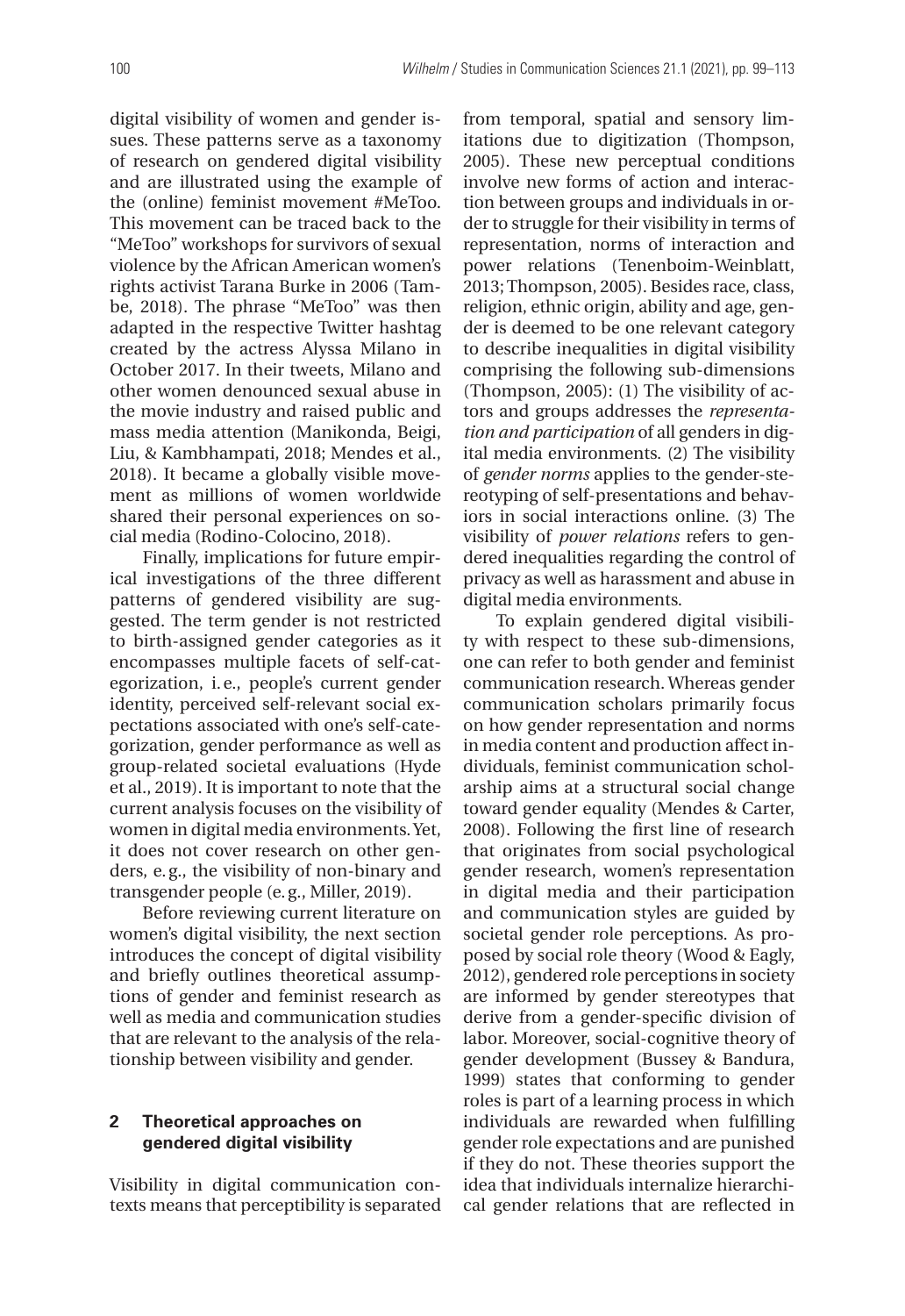digital visibility of women and gender issues. These patterns serve as a taxonomy of research on gendered digital visibility and are illustrated using the example of the (online) feminist movement #MeToo. This movement can be traced back to the "MeToo" workshops for survivors of sexual violence by the African American women's rights activist Tarana Burke in 2006 (Tambe, 2018). The phrase "MeToo" was then adapted in the respective Twitter hashtag created by the actress Alyssa Milano in October 2017. In their tweets, Milano and other women denounced sexual abuse in the movie industry and raised public and mass media attention (Manikonda, Beigi, Liu, & Kambhampati, 2018; Mendes et al., 2018). It became a globally visible movement as millions of women worldwide shared their personal experiences on social media (Rodino-Colocino, 2018).

Finally, implications for future empirical investigations of the three different patterns of gendered visibility are suggested. The term gender is not restricted to birth-assigned gender categories as it encompasses multiple facets of self-categorization, i.e., people's current gender identity, perceived self-relevant social expectations associated with one's self-categorization, gender performance as well as group-related societal evaluations (Hyde et al., 2019). It is important to note that the current analysis focuses on the visibility of women in digital media environments. Yet, it does not cover research on other genders, e.g., the visibility of non-binary and transgender people (e.g., Miller, 2019).

Before reviewing current literature on women's digital visibility, the next section introduces the concept of digital visibility and briefly outlines theoretical assumptions of gender and feminist research as well as media and communication studies that are relevant to the analysis of the relationship between visibility and gender.

## 2 Theoretical approaches on gendered digital visibility

Visibility in digital communication contexts means that perceptibility is separated from temporal, spatial and sensory limitations due to digitization (Thompson, 2005). These new perceptual conditions involve new forms of action and interaction between groups and individuals in order to struggle for their visibility in terms of representation, norms of interaction and power relations (Tenenboim-Weinblatt, 2013; Thompson, 2005). Besides race, class, religion, ethnic origin, ability and age, gender is deemed to be one relevant category to describe inequalities in digital visibility comprising the following sub-dimensions (Thompson, 2005): (1) The visibility of actors and groups addresses the *representation and participation* of all genders in digital media environments. (2) The visibility of *gender norms* applies to the gender-stereotyping of self-presentations and behaviors in social interactions online. (3) The visibility of *power relations* refers to gendered inequalities regarding the control of privacy as well as harassment and abuse in digital media environments.

To explain gendered digital visibility with respect to these sub-dimensions, one can refer to both gender and feminist communication research. Whereas gender communication scholars primarily focus on how gender representation and norms in media content and production affect individuals, feminist communication scholarship aims at a structural social change toward gender equality (Mendes & Carter, 2008). Following the first line of research that originates from social psychological gender research, women's representation in digital media and their participation and communication styles are guided by societal gender role perceptions. As proposed by social role theory (Wood & Eagly, 2012), gendered role perceptions in society are informed by gender stereotypes that derive from a gender-specific division of labor. Moreover, social-cognitive theory of gender development (Bussey & Bandura, 1999) states that conforming to gender roles is part of a learning process in which individuals are rewarded when fulfilling gender role expectations and are punished if they do not. These theories support the idea that individuals internalize hierarchical gender relations that are reflected in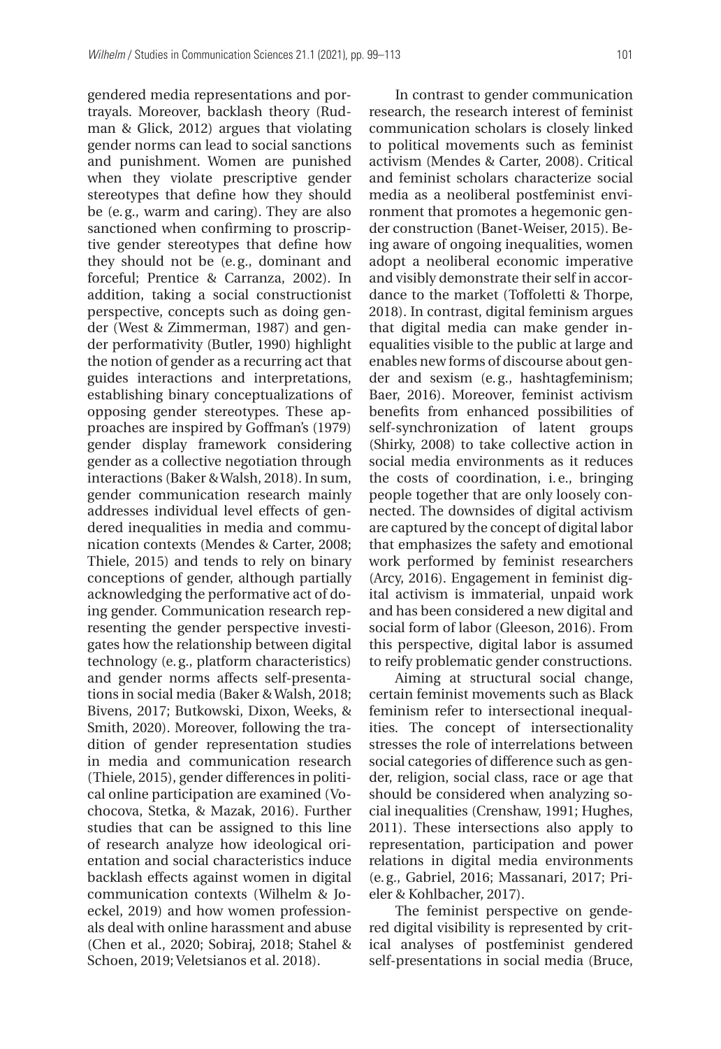gendered media representations and portrayals. Moreover, backlash theory (Rudman & Glick, 2012) argues that violating gender norms can lead to social sanctions and punishment. Women are punished when they violate prescriptive gender stereotypes that define how they should be (e. g., warm and caring). They are also sanctioned when confirming to proscriptive gender stereotypes that define how they should not be (e. g., dominant and forceful; Prentice & Carranza, 2002). In addition, taking a social constructionist perspective, concepts such as doing gender (West & Zimmerman, 1987) and gender performativity (Butler, 1990) highlight the notion of gender as a recurring act that guides interactions and interpretations, establishing binary conceptualizations of opposing gender stereotypes. These approaches are inspired by Goffman's (1979) gender display framework considering gender as a collective negotiation through interactions (Baker & Walsh, 2018). In sum, gender communication research mainly addresses individual level effects of gendered inequalities in media and communication contexts (Mendes & Carter, 2008; Thiele, 2015) and tends to rely on binary conceptions of gender, although partially acknowledging the performative act of doing gender. Communication research representing the gender perspective investigates how the relationship between digital technology (e. g., platform characteristics) and gender norms affects self-presentations in social media (Baker & Walsh, 2018; Bivens, 2017; Butkowski, Dixon, Weeks, & Smith, 2020). Moreover, following the tradition of gender representation studies in media and communication research (Thiele, 2015), gender differences in political online participation are examined (Vochocova, Stetka, & Mazak, 2016). Further studies that can be assigned to this line of research analyze how ideological orientation and social characteristics induce backlash effects against women in digital communication contexts (Wilhelm & Joeckel, 2019) and how women professionals deal with online harassment and abuse (Chen et al., 2020; Sobiraj, 2018; Stahel & Schoen, 2019; Veletsianos et al. 2018).

In contrast to gender communication research, the research interest of feminist communication scholars is closely linked to political movements such as feminist activism (Mendes & Carter, 2008). Critical and feminist scholars characterize social media as a neoliberal postfeminist environment that promotes a hegemonic gender construction (Banet-Weiser, 2015). Being aware of ongoing inequalities, women adopt a neoliberal economic imperative and visibly demonstrate their self in accordance to the market (Toffoletti & Thorpe, 2018). In contrast, digital feminism argues that digital media can make gender inequalities visible to the public at large and enables new forms of discourse about gender and sexism (e. g., hashtagfeminism; Baer, 2016). Moreover, feminist activism benefits from enhanced possibilities of self-synchronization of latent groups (Shirky, 2008) to take collective action in social media environments as it reduces the costs of coordination, i. e., bringing people together that are only loosely connected. The downsides of digital activism are captured by the concept of digital labor that emphasizes the safety and emotional work performed by feminist researchers (Arcy, 2016). Engagement in feminist digital activism is immaterial, unpaid work and has been considered a new digital and social form of labor (Gleeson, 2016). From this perspective, digital labor is assumed to reify problematic gender constructions.

Aiming at structural social change, certain feminist movements such as Black feminism refer to intersectional inequalities. The concept of intersectionality stresses the role of interrelations between social categories of difference such as gender, religion, social class, race or age that should be considered when analyzing social inequalities (Crenshaw, 1991; Hughes, 2011). These intersections also apply to representation, participation and power relations in digital media environments (e. g., Gabriel, 2016; Massanari, 2017; Prieler & Kohlbacher, 2017).

The feminist perspective on gendered digital visibility is represented by critical analyses of postfeminist gendered self-presentations in social media (Bruce,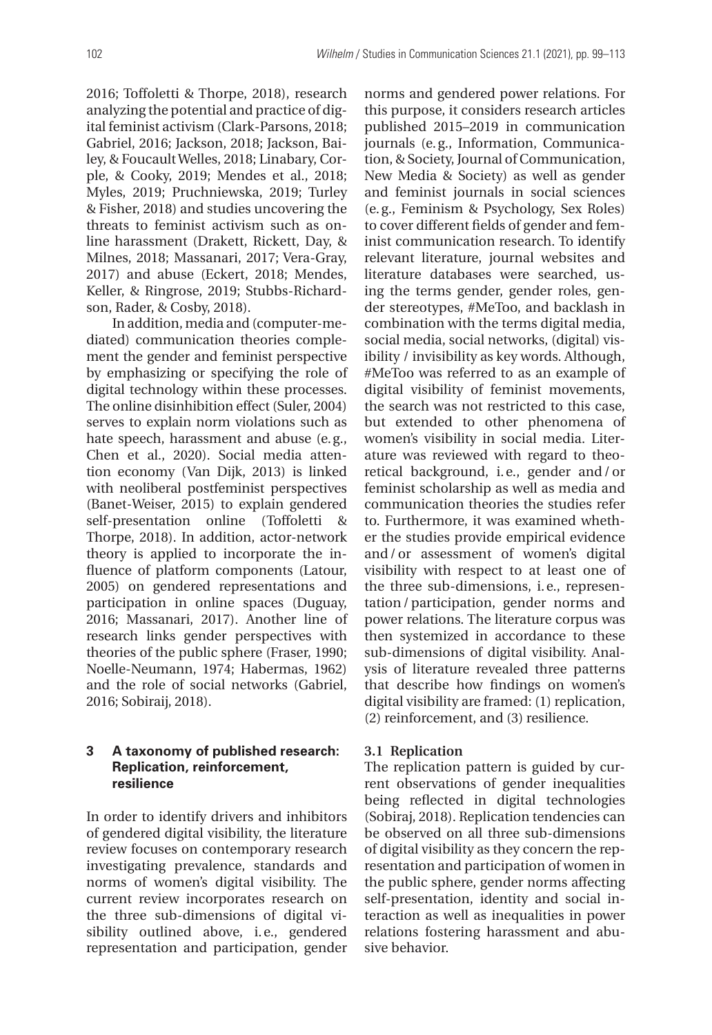2016; Toffoletti & Thorpe, 2018), research analyzing the potential and practice of digital feminist activism (Clark-Parsons, 2018; Gabriel, 2016; Jackson, 2018; Jackson, Bailey, & Foucault Welles, 2018; Linabary, Corple, & Cooky, 2019; Mendes et al., 2018; Myles, 2019; Pruchniewska, 2019; Turley & Fisher, 2018) and studies uncovering the threats to feminist activism such as online harassment (Drakett, Rickett, Day, & Milnes, 2018; Massanari, 2017; Vera-Gray, 2017) and abuse (Eckert, 2018; Mendes, Keller, & Ringrose, 2019; Stubbs-Richardson, Rader, & Cosby, 2018).

In addition, media and (computer-mediated) communication theories complement the gender and feminist perspective by emphasizing or specifying the role of digital technology within these processes. The online disinhibition effect (Suler, 2004) serves to explain norm violations such as hate speech, harassment and abuse (e.g., Chen et al., 2020). Social media attention economy (Van Dijk, 2013) is linked with neoliberal postfeminist perspectives (Banet-Weiser, 2015) to explain gendered self-presentation online (Toffoletti & Thorpe, 2018). In addition, actor-network theory is applied to incorporate the influence of platform components (Latour, 2005) on gendered representations and participation in online spaces (Duguay, 2016; Massanari, 2017). Another line of research links gender perspectives with theories of the public sphere (Fraser, 1990; Noelle-Neumann, 1974; Habermas, 1962) and the role of social networks (Gabriel, 2016; Sobiraij, 2018).

## 3 A taxonomy of published research: Replication, reinforcement, resilience

In order to identify drivers and inhibitors of gendered digital visibility, the literature review focuses on contemporary research investigating prevalence, standards and norms of women's digital visibility. The current review incorporates research on the three sub-dimensions of digital visibility outlined above, i.e., gendered representation and participation, gender norms and gendered power relations. For this purpose, it considers research articles published 2015–2019 in communication journals (e.g., Information, Communication, & Society, Journal of Communication, New Media & Society) as well as gender and feminist journals in social sciences (e.g., Feminism & Psychology, Sex Roles) to cover different fields of gender and feminist communication research. To identify relevant literature, journal websites and literature databases were searched, using the terms gender, gender roles, gender stereotypes, #MeToo, and backlash in combination with the terms digital media, social media, social networks, (digital) visibility / invisibility as key words. Although, #MeToo was referred to as an example of digital visibility of feminist movements, the search was not restricted to this case, but extended to other phenomena of women's visibility in social media. Literature was reviewed with regard to theoretical background, i.e., gender and / or feminist scholarship as well as media and communication theories the studies refer to. Furthermore, it was examined whether the studies provide empirical evidence and / or assessment of women's digital visibility with respect to at least one of the three sub-dimensions, i.e., representation / participation, gender norms and power relations. The literature corpus was then systemized in accordance to these sub-dimensions of digital visibility. Analysis of literature revealed three patterns that describe how findings on women's digital visibility are framed: (1) replication, (2) reinforcement, and (3) resilience.

### 3.1 Replication

The replication pattern is guided by current observations of gender inequalities being reflected in digital technologies (Sobiraj, 2018). Replication tendencies can be observed on all three sub-dimensions of digital visibility as they concern the representation and participation of women in the public sphere, gender norms affecting self-presentation, identity and social interaction as well as inequalities in power relations fostering harassment and abusive behavior.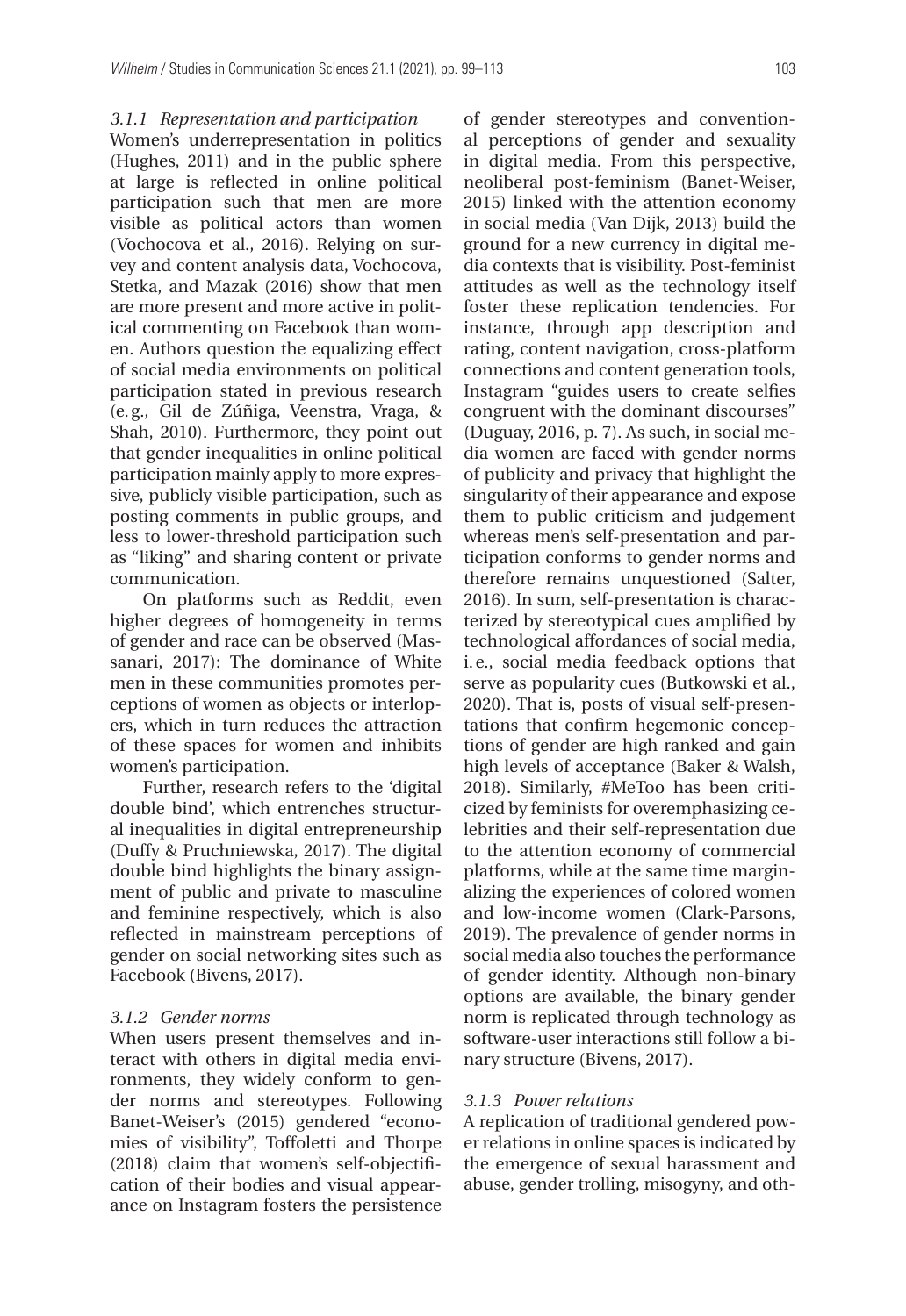#### *3.1.1 Representation and participation*

Women's underrepresentation in politics (Hughes, 2011) and in the public sphere at large is reflected in online political participation such that men are more visible as political actors than women (Vochocova et al., 2016). Relying on survey and content analysis data, Vochocova, Stetka, and Mazak (2016) show that men are more present and more active in political commenting on Facebook than women. Authors question the equalizing effect of social media environments on political participation stated in previous research (e.g., Gil de Zúñiga, Veenstra, Vraga, & Shah, 2010). Furthermore, they point out that gender inequalities in online political participation mainly apply to more expressive, publicly visible participation, such as posting comments in public groups, and less to lower-threshold participation such as "liking" and sharing content or private communication.

On platforms such as Reddit, even higher degrees of homogeneity in terms of gender and race can be observed (Massanari, 2017): The dominance of White men in these communities promotes perceptions of women as objects or interlopers, which in turn reduces the attraction of these spaces for women and inhibits women's participation.

Further, research refers to the 'digital double bind', which entrenches structural inequalities in digital entrepreneurship (Duffy & Pruchniewska, 2017). The digital double bind highlights the binary assignment of public and private to masculine and feminine respectively, which is also reflected in mainstream perceptions of gender on social networking sites such as Facebook (Bivens, 2017).

#### *3.1.2 Gender norms*

When users present themselves and interact with others in digital media environments, they widely conform to gender norms and stereotypes. Following Banet-Weiser's (2015) gendered "economies of visibility", Toffoletti and Thorpe (2018) claim that women's self-objectification of their bodies and visual appearance on Instagram fosters the persistence of gender stereotypes and conventional perceptions of gender and sexuality in digital media. From this perspective, neoliberal post-feminism (Banet-Weiser, 2015) linked with the attention economy in social media (Van Dijk, 2013) build the ground for a new currency in digital media contexts that is visibility. Post-feminist attitudes as well as the technology itself foster these replication tendencies. For instance, through app description and rating, content navigation, cross-platform connections and content generation tools, Instagram "guides users to create selfies congruent with the dominant discourses" (Duguay, 2016, p. 7). As such, in social media women are faced with gender norms of publicity and privacy that highlight the singularity of their appearance and expose them to public criticism and judgement whereas men's self-presentation and participation conforms to gender norms and therefore remains unquestioned (Salter, 2016). In sum, self-presentation is characterized by stereotypical cues amplified by technological affordances of social media, i.e., social media feedback options that serve as popularity cues (Butkowski et al., 2020). That is, posts of visual self-presentations that confirm hegemonic conceptions of gender are high ranked and gain high levels of acceptance (Baker & Walsh, 2018). Similarly, #MeToo has been criticized by feminists for overemphasizing celebrities and their self-representation due to the attention economy of commercial platforms, while at the same time marginalizing the experiences of colored women and low-income women (Clark-Parsons, 2019). The prevalence of gender norms in social media also touches the performance of gender identity. Although non-binary options are available, the binary gender norm is replicated through technology as software-user interactions still follow a binary structure (Bivens, 2017).

#### *3.1.3 Power relations*

A replication of traditional gendered power relations in online spaces is indicated by the emergence of sexual harassment and abuse, gender trolling, misogyny, and oth-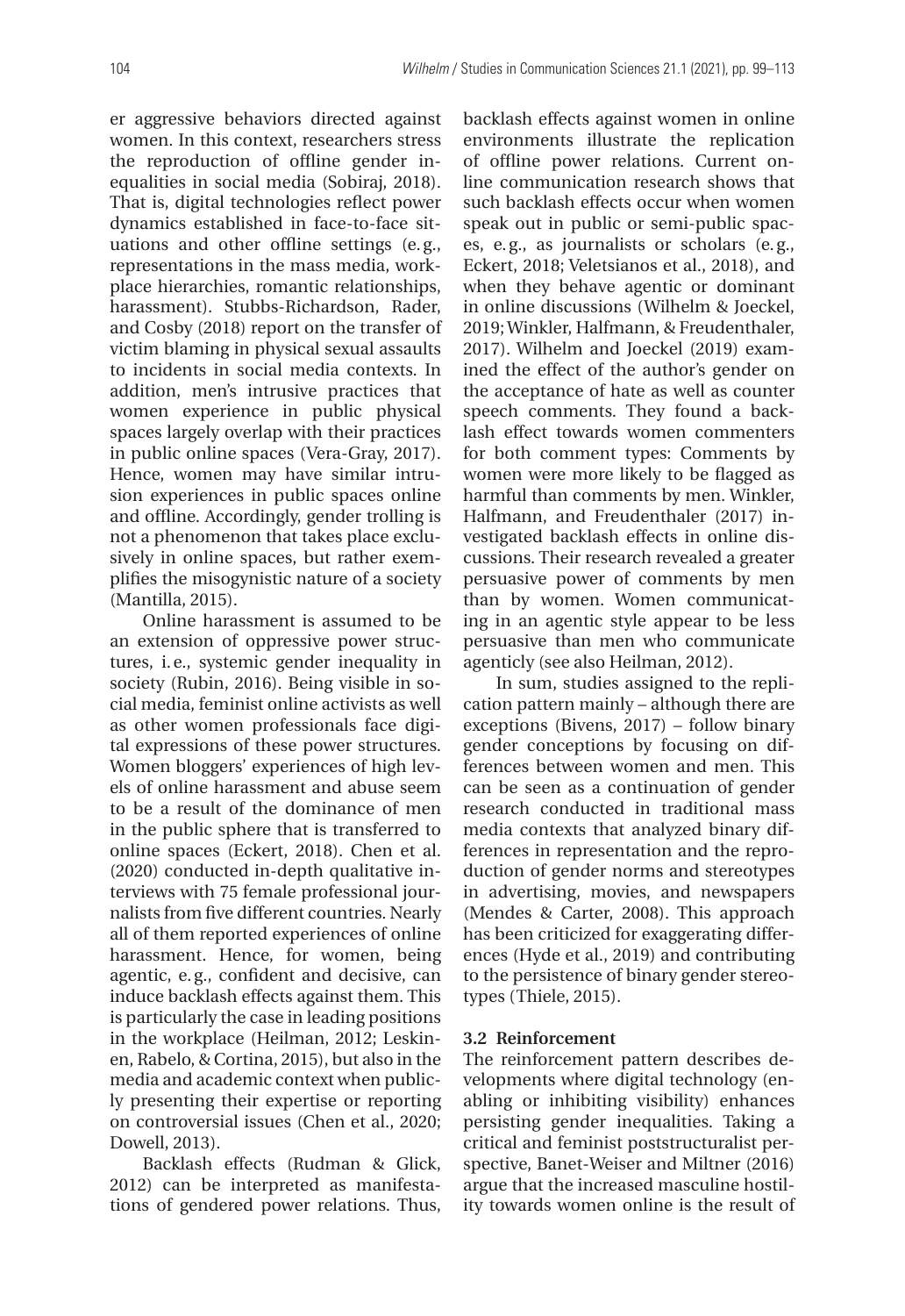er aggressive behaviors directed against women. In this context, researchers stress the reproduction of offline gender inequalities in social media (Sobiraj, 2018). That is, digital technologies reflect power dynamics established in face-to-face situations and other offline settings (e.g., representations in the mass media, workplace hierarchies, romantic relationships, harassment). Stubbs-Richardson, Rader, and Cosby (2018) report on the transfer of victim blaming in physical sexual assaults to incidents in social media contexts. In addition, men's intrusive practices that women experience in public physical spaces largely overlap with their practices in public online spaces (Vera-Gray, 2017). Hence, women may have similar intrusion experiences in public spaces online and offline. Accordingly, gender trolling is not a phenomenon that takes place exclusively in online spaces, but rather exemplifies the misogynistic nature of a society (Mantilla, 2015).

Online harassment is assumed to be an extension of oppressive power structures, i.e., systemic gender inequality in society (Rubin, 2016). Being visible in social media, feminist online activists as well as other women professionals face digital expressions of these power structures. Women bloggers' experiences of high levels of online harassment and abuse seem to be a result of the dominance of men in the public sphere that is transferred to online spaces (Eckert, 2018). Chen et al. (2020) conducted in-depth qualitative interviews with 75 female professional journalists from five different countries. Nearly all of them reported experiences of online harassment. Hence, for women, being agentic, e.g., confident and decisive, can induce backlash effects against them. This is particularly the case in leading positions in the workplace (Heilman, 2012; Leskinen, Rabelo, & Cortina, 2015), but also in the media and academic context when publicly presenting their expertise or reporting on controversial issues (Chen et al., 2020; Dowell, 2013).

Backlash effects (Rudman & Glick, 2012) can be interpreted as manifestations of gendered power relations. Thus, backlash effects against women in online environments illustrate the replication of offline power relations. Current online communication research shows that such backlash effects occur when women speak out in public or semi-public spaces, e.g., as journalists or scholars (e.g., Eckert, 2018; Veletsianos et al., 2018), and when they behave agentic or dominant in online discussions (Wilhelm & Joeckel, 2019; Winkler, Halfmann, & Freudenthaler, 2017). Wilhelm and Joeckel (2019) examined the effect of the author's gender on the acceptance of hate as well as counter speech comments. They found a backlash effect towards women commenters for both comment types: Comments by women were more likely to be flagged as harmful than comments by men. Winkler, Halfmann, and Freudenthaler (2017) investigated backlash effects in online discussions. Their research revealed a greater persuasive power of comments by men than by women. Women communicating in an agentic style appear to be less persuasive than men who communicate agenticly (see also Heilman, 2012).

In sum, studies assigned to the replication pattern mainly – although there are exceptions (Bivens, 2017) – follow binary gender conceptions by focusing on differences between women and men. This can be seen as a continuation of gender research conducted in traditional mass media contexts that analyzed binary differences in representation and the reproduction of gender norms and stereotypes in advertising, movies, and newspapers (Mendes & Carter, 2008). This approach has been criticized for exaggerating differences (Hyde et al., 2019) and contributing to the persistence of binary gender stereotypes (Thiele, 2015).

### 3.2 Reinforcement

The reinforcement pattern describes developments where digital technology (enabling or inhibiting visibility) enhances persisting gender inequalities. Taking a critical and feminist poststructuralist perspective, Banet-Weiser and Miltner (2016) argue that the increased masculine hostility towards women online is the result of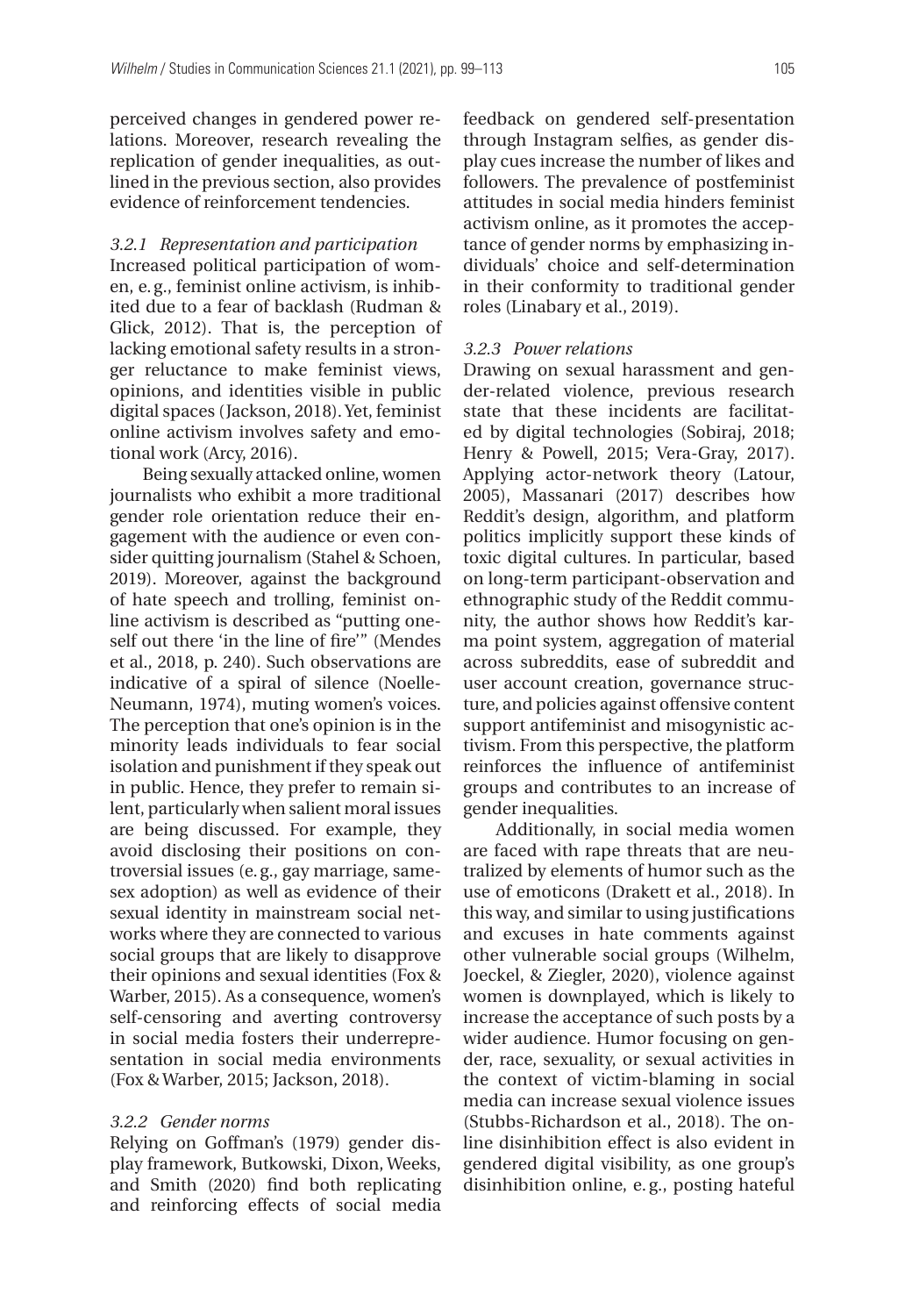perceived changes in gendered power relations. Moreover, research revealing the replication of gender inequalities, as outlined in the previous section, also provides evidence of reinforcement tendencies.

#### *3.2.1 Representation and participation*

Increased political participation of women, e.g., feminist online activism, is inhibited due to a fear of backlash (Rudman & Glick, 2012). That is, the perception of lacking emotional safety results in a stronger reluctance to make feminist views, opinions, and identities visible in public digital spaces (Jackson, 2018). Yet, feminist online activism involves safety and emotional work (Arcy, 2016).

Being sexually attacked online, women journalists who exhibit a more traditional gender role orientation reduce their engagement with the audience or even consider quitting journalism (Stahel & Schoen, 2019). Moreover, against the background of hate speech and trolling, feminist online activism is described as "putting oneself out there 'in the line of fire'" (Mendes et al., 2018, p. 240). Such observations are indicative of a spiral of silence (Noelle-Neumann, 1974), muting women's voices. The perception that one's opinion is in the minority leads individuals to fear social isolation and punishment if they speak out in public. Hence, they prefer to remain silent, particularly when salient moral issues are being discussed. For example, they avoid disclosing their positions on controversial issues (e.g., gay marriage, same-sex adoption) as well as evidence of their sexual identity in mainstream social networks where they are connected to various social groups that are likely to disapprove their opinions and sexual identities (Fox & Warber, 2015). As a consequence, women's self-censoring and averting controversy in social media fosters their underrepresentation in social media environments (Fox & Warber, 2015; Jackson, 2018).

#### *3.2.2 Gender norms*

Relying on Goffman's (1979) gender display framework, Butkowski, Dixon, Weeks, and Smith (2020) find both replicating and reinforcing effects of social media feedback on gendered self-presentation through Instagram selfies, as gender display cues increase the number of likes and followers. The prevalence of postfeminist attitudes in social media hinders feminist activism online, as it promotes the acceptance of gender norms by emphasizing individuals' choice and self-determination in their conformity to traditional gender roles (Linabary et al., 2019).

#### *3.2.3 Power relations*

Drawing on sexual harassment and gender-related violence, previous research state that these incidents are facilitated by digital technologies (Sobiraj, 2018; Henry & Powell, 2015; Vera-Gray, 2017). Applying actor-network theory (Latour, 2005), Massanari (2017) describes how Reddit's design, algorithm, and platform politics implicitly support these kinds of toxic digital cultures. In particular, based on long-term participant-observation and ethnographic study of the Reddit community, the author shows how Reddit's karma point system, aggregation of material across subreddits, ease of subreddit and user account creation, governance structure, and policies against offensive content support antifeminist and misogynistic activism. From this perspective, the platform reinforces the influence of antifeminist groups and contributes to an increase of gender inequalities.

Additionally, in social media women are faced with rape threats that are neutralized by elements of humor such as the use of emoticons (Drakett et al., 2018). In this way, and similar to using justifications and excuses in hate comments against other vulnerable social groups (Wilhelm, Joeckel, & Ziegler, 2020), violence against women is downplayed, which is likely to increase the acceptance of such posts by a wider audience. Humor focusing on gender, race, sexuality, or sexual activities in the context of victim-blaming in social media can increase sexual violence issues (Stubbs-Richardson et al., 2018). The online disinhibition effect is also evident in gendered digital visibility, as one group's disinhibition online, e.g., posting hateful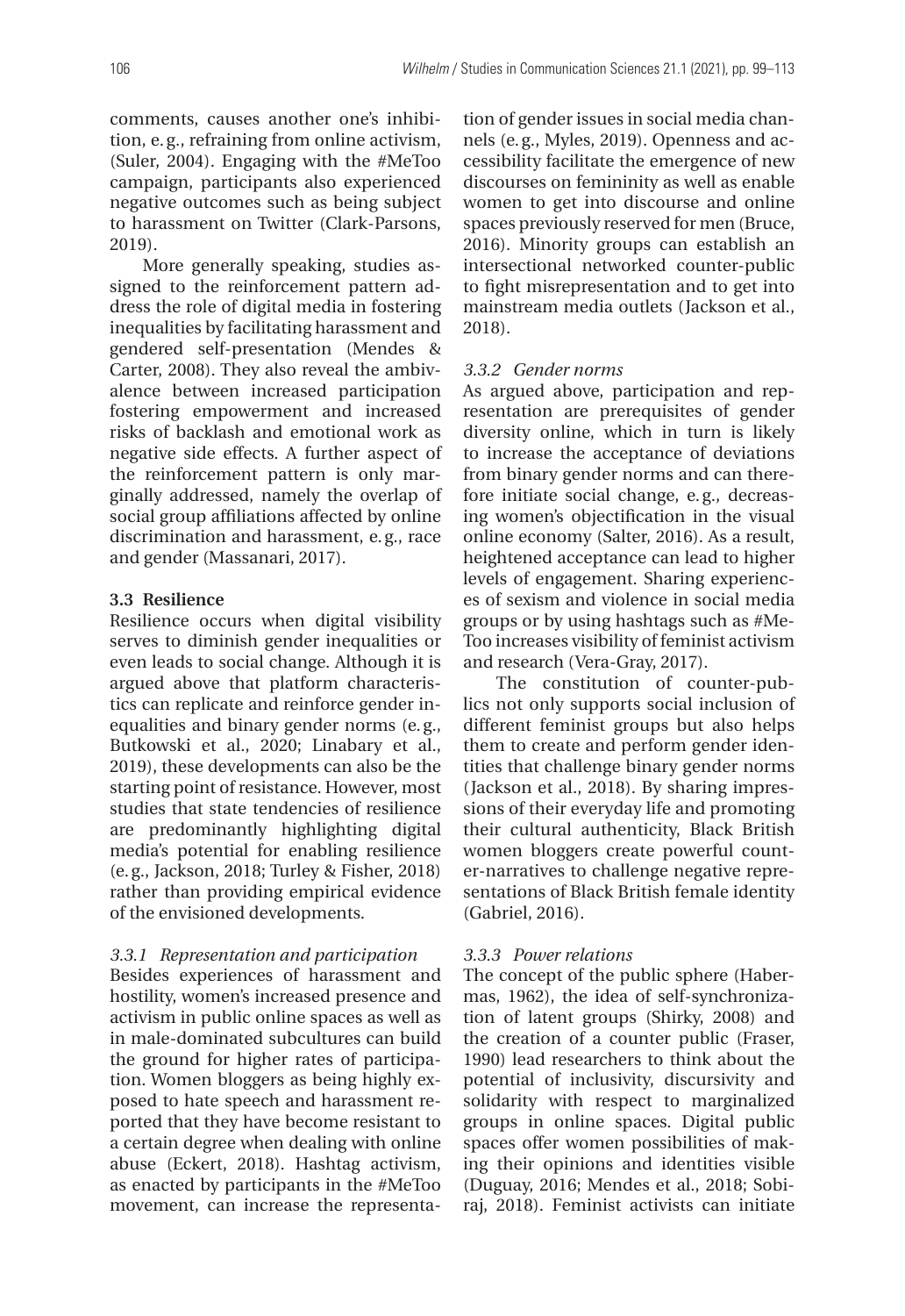comments, causes another one's inhibition, e. g., refraining from online activism, (Suler, 2004). Engaging with the #MeToo campaign, participants also experienced negative outcomes such as being subject to harassment on Twitter (Clark-Parsons, 2019).

More generally speaking, studies assigned to the reinforcement pattern address the role of digital media in fostering inequalities by facilitating harassment and gendered self-presentation (Mendes & Carter, 2008). They also reveal the ambivalence between increased participation fostering empowerment and increased risks of backlash and emotional work as negative side effects. A further aspect of the reinforcement pattern is only marginally addressed, namely the overlap of social group affiliations affected by online discrimination and harassment, e. g., race and gender (Massanari, 2017).

### 3.3 Resilience

Resilience occurs when digital visibility serves to diminish gender inequalities or even leads to social change. Although it is argued above that platform characteristics can replicate and reinforce gender inequalities and binary gender norms (e. g., Butkowski et al., 2020; Linabary et al., 2019), these developments can also be the starting point of resistance. However, most studies that state tendencies of resilience are predominantly highlighting digital media's potential for enabling resilience (e. g., Jackson, 2018; Turley & Fisher, 2018) rather than providing empirical evidence of the envisioned developments.

#### *3.3.1 Representation and participation*

Besides experiences of harassment and hostility, women's increased presence and activism in public online spaces as well as in male-dominated subcultures can build the ground for higher rates of participation. Women bloggers as being highly exposed to hate speech and harassment reported that they have become resistant to a certain degree when dealing with online abuse (Eckert, 2018). Hashtag activism, as enacted by participants in the #MeToo movement, can increase the representation of gender issues in social media channels (e. g., Myles, 2019). Openness and accessibility facilitate the emergence of new discourses on femininity as well as enable women to get into discourse and online spaces previously reserved for men (Bruce, 2016). Minority groups can establish an intersectional networked counter-public to fight misrepresentation and to get into mainstream media outlets (Jackson et al., 2018).

#### *3.3.2 Gender norms*

As argued above, participation and representation are prerequisites of gender diversity online, which in turn is likely to increase the acceptance of deviations from binary gender norms and can therefore initiate social change, e. g., decreasing women's objectification in the visual online economy (Salter, 2016). As a result, heightened acceptance can lead to higher levels of engagement. Sharing experiences of sexism and violence in social media groups or by using hashtags such as #MeToo increases visibility of feminist activism and research (Vera-Gray, 2017).

The constitution of counter-publics not only supports social inclusion of different feminist groups but also helps them to create and perform gender identities that challenge binary gender norms (Jackson et al., 2018). By sharing impressions of their everyday life and promoting their cultural authenticity, Black British women bloggers create powerful counter-narratives to challenge negative representations of Black British female identity (Gabriel, 2016).

#### *3.3.3 Power relations*

The concept of the public sphere (Habermas, 1962), the idea of self-synchronization of latent groups (Shirky, 2008) and the creation of a counter public (Fraser, 1990) lead researchers to think about the potential of inclusivity, discursivity and solidarity with respect to marginalized groups in online spaces. Digital public spaces offer women possibilities of making their opinions and identities visible (Duguay, 2016; Mendes et al., 2018; Sobiraj, 2018). Feminist activists can initiate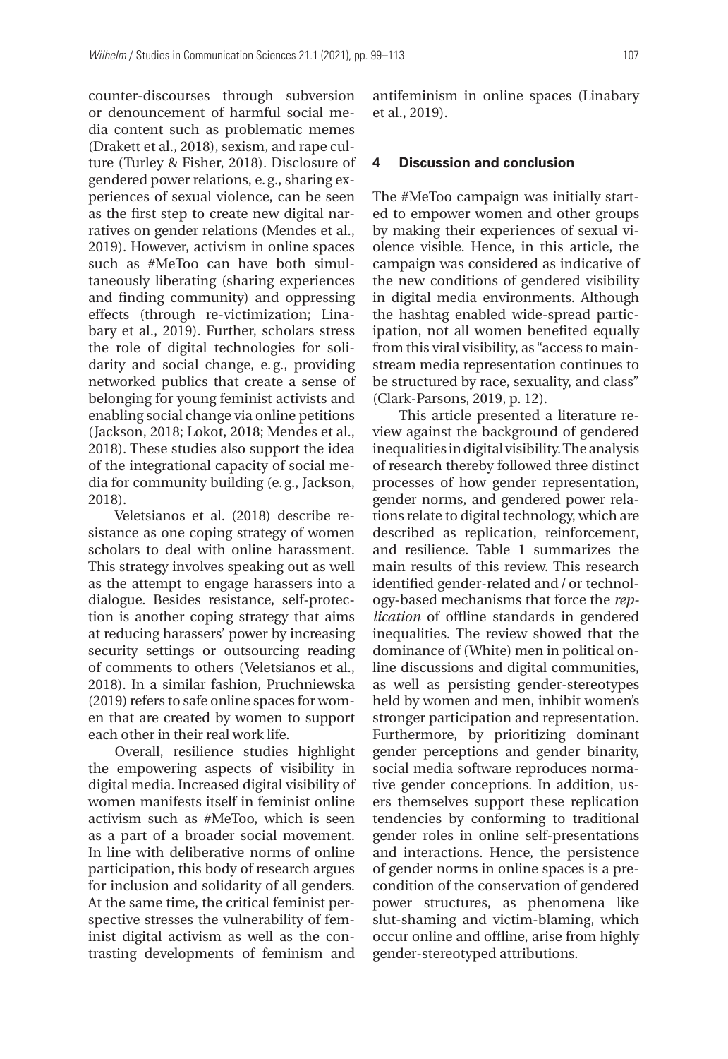counter-discourses through subversion or denouncement of harmful social media content such as problematic memes (Drakett et al., 2018), sexism, and rape culture (Turley & Fisher, 2018). Disclosure of gendered power relations, e. g., sharing experiences of sexual violence, can be seen as the first step to create new digital narratives on gender relations (Mendes et al., 2019). However, activism in online spaces such as #MeToo can have both simultaneously liberating (sharing experiences and finding community) and oppressing effects (through re-victimization; Linabary et al., 2019). Further, scholars stress the role of digital technologies for solidarity and social change, e. g., providing networked publics that create a sense of belonging for young feminist activists and enabling social change via online petitions (Jackson, 2018; Lokot, 2018; Mendes et al., 2018). These studies also support the idea of the integrational capacity of social media for community building (e. g., Jackson, 2018).

Veletsianos et al. (2018) describe resistance as one coping strategy of women scholars to deal with online harassment. This strategy involves speaking out as well as the attempt to engage harassers into a dialogue. Besides resistance, self-protection is another coping strategy that aims at reducing harassers' power by increasing security settings or outsourcing reading of comments to others (Veletsianos et al., 2018). In a similar fashion, Pruchniewska (2019) refers to safe online spaces for women that are created by women to support each other in their real work life.

Overall, resilience studies highlight the empowering aspects of visibility in digital media. Increased digital visibility of women manifests itself in feminist online activism such as #MeToo, which is seen as a part of a broader social movement. In line with deliberative norms of online participation, this body of research argues for inclusion and solidarity of all genders. At the same time, the critical feminist perspective stresses the vulnerability of feminist digital activism as well as the contrasting developments of feminism and antifeminism in online spaces (Linabary et al., 2019).

## 4 Discussion and conclusion

The #MeToo campaign was initially started to empower women and other groups by making their experiences of sexual violence visible. Hence, in this article, the campaign was considered as indicative of the new conditions of gendered visibility in digital media environments. Although the hashtag enabled wide-spread participation, not all women benefited equally from this viral visibility, as "access to mainstream media representation continues to be structured by race, sexuality, and class" (Clark-Parsons, 2019, p. 12).

This article presented a literature review against the background of gendered inequalities in digital visibility. The analysis of research thereby followed three distinct processes of how gender representation, gender norms, and gendered power relations relate to digital technology, which are described as replication, reinforcement, and resilience. Table 1 summarizes the main results of this review. This research identified gender-related and / or technology-based mechanisms that force the *replication* of offline standards in gendered inequalities. The review showed that the dominance of (White) men in political online discussions and digital communities, as well as persisting gender-stereotypes held by women and men, inhibit women's stronger participation and representation. Furthermore, by prioritizing dominant gender perceptions and gender binarity, social media software reproduces normative gender conceptions. In addition, users themselves support these replication tendencies by conforming to traditional gender roles in online self-presentations and interactions. Hence, the persistence of gender norms in online spaces is a precondition of the conservation of gendered power structures, as phenomena like slut-shaming and victim-blaming, which occur online and offline, arise from highly gender-stereotyped attributions.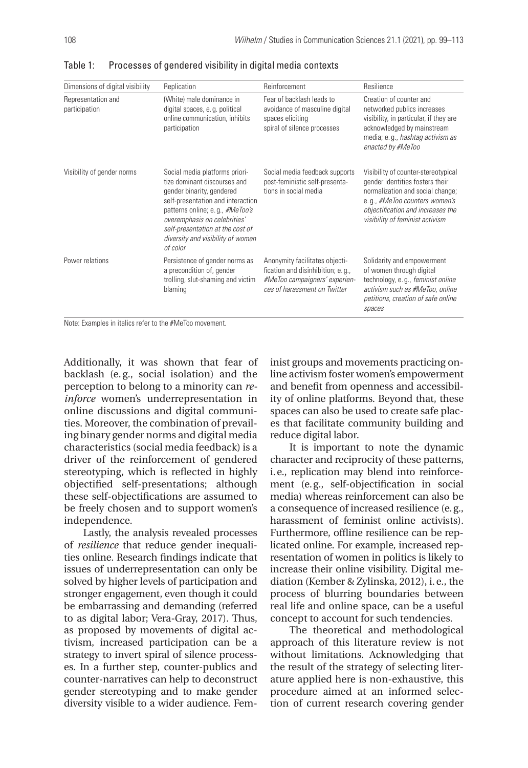Table 1: Processes of gendered visibility in digital media contexts

| Dimensions of digital visibility | Replication | Reinforcement | Resilience |
|---|---|---|---|
| Representation and participation | (White) male dominance in digital spaces, e. g. political online communication, inhibits participation | Fear of backlash leads to avoidance of masculine digital spaces eliciting spiral of silence processes | Creation of counter and networked publics increases visibility, in particular, if they are acknowledged by mainstream media; e. g., *hashtag activism as enacted by #MeToo* |
| Visibility of gender norms | Social media platforms prioritize dominant discourses and gender binarity, gendered self-presentation and interaction patterns online; e. g., *#MeToo's overemphasis on celebrities' self-presentation at the cost of diversity and visibility of women of color* | Social media feedback supports post-feministic self-presentations in social media | Visibility of counter-stereotypical gender identities fosters their normalization and social change; e. g., *#MeToo counters women's objectification and increases the visibility of feminist activism* |
| Power relations | Persistence of gender norms as a precondition of, gender trolling, slut-shaming and victim blaming | Anonymity facilitates objectification and disinhibition; e. g., *#MeToo campaigners' experiences of harassment on Twitter* | Solidarity and empowerment of women through digital technology, e. g., *feminist online activism such as #MeToo, online petitions, creation of safe online spaces* |

Note: Examples in italics refer to the #MeToo movement.

Additionally, it was shown that fear of backlash (e. g., social isolation) and the perception to belong to a minority can *reinforce* women's underrepresentation in online discussions and digital communities. Moreover, the combination of prevailing binary gender norms and digital media characteristics (social media feedback) is a driver of the reinforcement of gendered stereotyping, which is reflected in highly objectified self-presentations; although these self-objectifications are assumed to be freely chosen and to support women's independence.

Lastly, the analysis revealed processes of *resilience* that reduce gender inequalities online. Research findings indicate that issues of underrepresentation can only be solved by higher levels of participation and stronger engagement, even though it could be embarrassing and demanding (referred to as digital labor; Vera-Gray, 2017). Thus, as proposed by movements of digital activism, increased participation can be a strategy to invert spiral of silence processes. In a further step, counter-publics and counter-narratives can help to deconstruct gender stereotyping and to make gender diversity visible to a wider audience. Feminist groups and movements practicing online activism foster women's empowerment and benefit from openness and accessibility of online platforms. Beyond that, these spaces can also be used to create safe places that facilitate community building and reduce digital labor.

It is important to note the dynamic character and reciprocity of these patterns, i. e., replication may blend into reinforcement (e. g., self-objectification in social media) whereas reinforcement can also be a consequence of increased resilience (e. g., harassment of feminist online activists). Furthermore, offline resilience can be replicated online. For example, increased representation of women in politics is likely to increase their online visibility. Digital mediation (Kember & Zylinska, 2012), i. e., the process of blurring boundaries between real life and online space, can be a useful concept to account for such tendencies.

The theoretical and methodological approach of this literature review is not without limitations. Acknowledging that the result of the strategy of selecting literature applied here is non-exhaustive, this procedure aimed at an informed selection of current research covering gender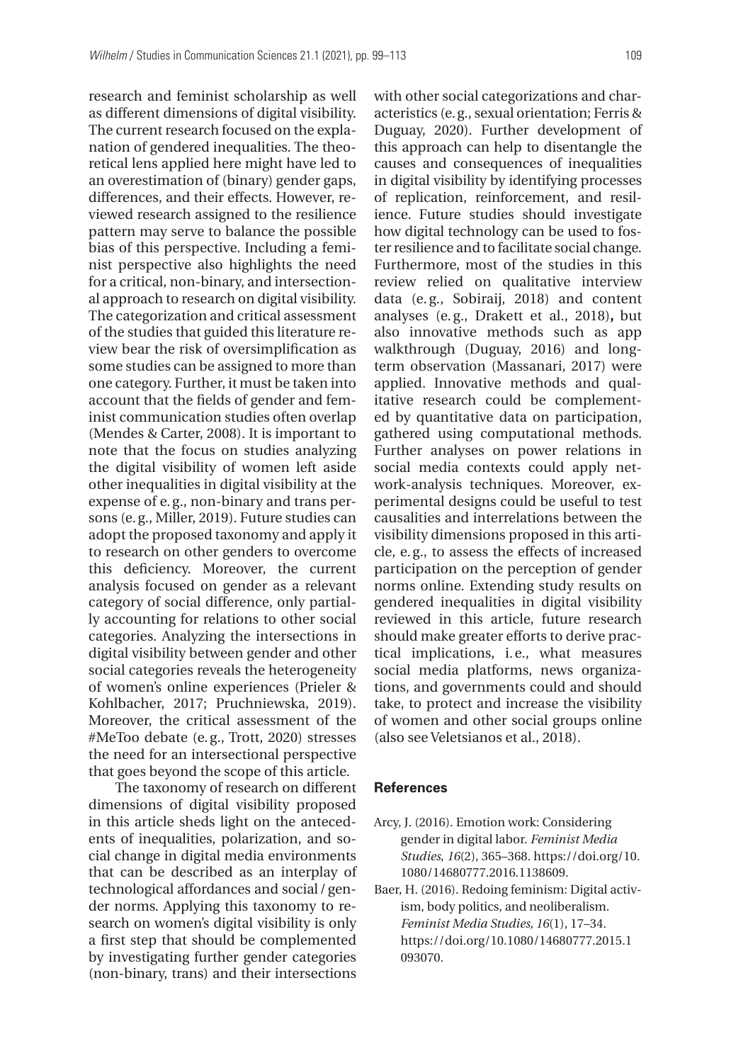research and feminist scholarship as well as different dimensions of digital visibility. The current research focused on the explanation of gendered inequalities. The theoretical lens applied here might have led to an overestimation of (binary) gender gaps, differences, and their effects. However, reviewed research assigned to the resilience pattern may serve to balance the possible bias of this perspective. Including a feminist perspective also highlights the need for a critical, non-binary, and intersectional approach to research on digital visibility. The categorization and critical assessment of the studies that guided this literature review bear the risk of oversimplification as some studies can be assigned to more than one category. Further, it must be taken into account that the fields of gender and feminist communication studies often overlap (Mendes & Carter, 2008). It is important to note that the focus on studies analyzing the digital visibility of women left aside other inequalities in digital visibility at the expense of e. g., non-binary and trans persons (e. g., Miller, 2019). Future studies can adopt the proposed taxonomy and apply it to research on other genders to overcome this deficiency. Moreover, the current analysis focused on gender as a relevant category of social difference, only partially accounting for relations to other social categories. Analyzing the intersections in digital visibility between gender and other social categories reveals the heterogeneity of women's online experiences (Prieler & Kohlbacher, 2017; Pruchniewska, 2019). Moreover, the critical assessment of the #MeToo debate (e. g., Trott, 2020) stresses the need for an intersectional perspective that goes beyond the scope of this article.

The taxonomy of research on different dimensions of digital visibility proposed in this article sheds light on the antecedents of inequalities, polarization, and social change in digital media environments that can be described as an interplay of technological affordances and social / gender norms. Applying this taxonomy to research on women's digital visibility is only a first step that should be complemented by investigating further gender categories (non-binary, trans) and their intersections with other social categorizations and characteristics (e. g., sexual orientation; Ferris & Duguay, 2020). Further development of this approach can help to disentangle the causes and consequences of inequalities in digital visibility by identifying processes of replication, reinforcement, and resilience. Future studies should investigate how digital technology can be used to foster resilience and to facilitate social change. Furthermore, most of the studies in this review relied on qualitative interview data (e. g., Sobiraij, 2018) and content analyses (e. g., Drakett et al., 2018)**,** but also innovative methods such as app walkthrough (Duguay, 2016) and long-term observation (Massanari, 2017) were applied. Innovative methods and qualitative research could be complemented by quantitative data on participation, gathered using computational methods. Further analyses on power relations in social media contexts could apply network-analysis techniques. Moreover, experimental designs could be useful to test causalities and interrelations between the visibility dimensions proposed in this article, e. g., to assess the effects of increased participation on the perception of gender norms online. Extending study results on gendered inequalities in digital visibility reviewed in this article, future research should make greater efforts to derive practical implications, i. e., what measures social media platforms, news organizations, and governments could and should take, to protect and increase the visibility of women and other social groups online (also see Veletsianos et al., 2018).

## References

Arcy, J. (2016). Emotion work: Considering gender in digital labor. *Feminist Media Studies*, *16*(2), 365–368. https://doi.org/10.1080/14680777.2016.1138609.

Baer, H. (2016). Redoing feminism: Digital activism, body politics, and neoliberalism. *Feminist Media Studies, 16*(1), 17–34. https://doi.org/10.1080/14680777.2015.1093070.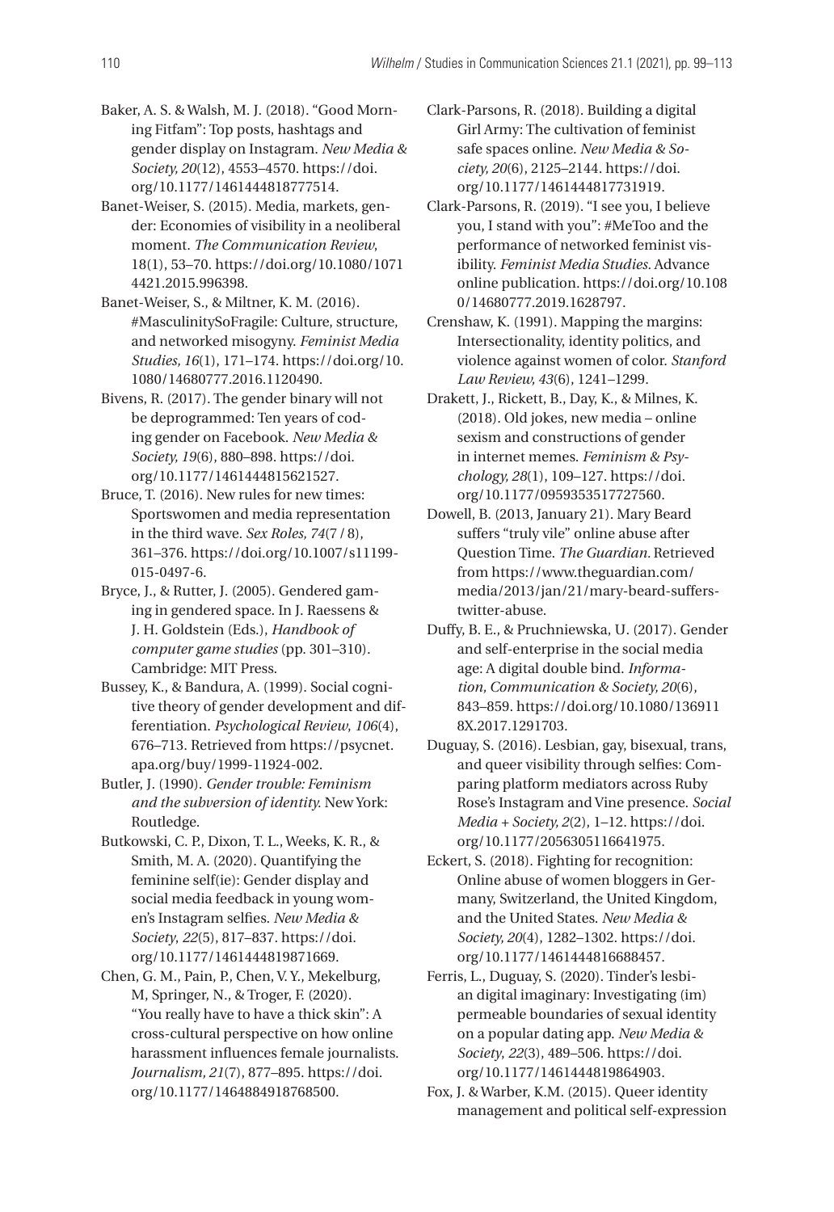Baker, A. S. & Walsh, M. J. (2018). "Good Morning Fitfam": Top posts, hashtags and gender display on Instagram. *New Media & Society, 20*(12), 4553–4570. https://doi.org/10.1177/1461444818777514.

Banet-Weiser, S. (2015). Media, markets, gender: Economies of visibility in a neoliberal moment. *The Communication Review*, 18(1), 53–70. https://doi.org/10.1080/10714421.2015.996398.

Banet-Weiser, S., & Miltner, K. M. (2016). #MasculinitySoFragile: Culture, structure, and networked misogyny. *Feminist Media Studies, 16*(1), 171–174. https://doi.org/10.1080/14680777.2016.1120490.

Bivens, R. (2017). The gender binary will not be deprogrammed: Ten years of coding gender on Facebook. *New Media & Society, 19*(6), 880–898. https://doi.org/10.1177/1461444815621527.

Bruce, T. (2016). New rules for new times: Sportswomen and media representation in the third wave. *Sex Roles, 74*(7 / 8), 361–376. https://doi.org/10.1007/s11199-015-0497-6.

Bryce, J., & Rutter, J. (2005). Gendered gaming in gendered space. In J. Raessens & J. H. Goldstein (Eds.), *Handbook of computer game studies* (pp. 301–310). Cambridge: MIT Press.

Bussey, K., & Bandura, A. (1999). Social cognitive theory of gender development and differentiation. *Psychological Review, 106*(4), 676–713. Retrieved from https://psycnet.apa.org/buy/1999-11924-002.

Butler, J. (1990). *Gender trouble: Feminism and the subversion of identity.* New York: Routledge.

Butkowski, C. P., Dixon, T. L., Weeks, K. R., & Smith, M. A. (2020). Quantifying the feminine self(ie): Gender display and social media feedback in young women's Instagram selfies. *New Media & Society*, *22*(5), 817–837. https://doi.org/10.1177/1461444819871669.

Chen, G. M., Pain, P., Chen, V. Y., Mekelburg, M, Springer, N., & Troger, F. (2020). "You really have to have a thick skin": A cross-cultural perspective on how online harassment influences female journalists. *Journalism*, *21*(7), 877–895. https://doi.org/10.1177/1464884918768500.

Clark-Parsons, R. (2018). Building a digital Girl Army: The cultivation of feminist safe spaces online. *New Media & Society, 20*(6), 2125–2144. https://doi.org/10.1177/1461444817731919.

Clark-Parsons, R. (2019). "I see you, I believe you, I stand with you": #MeToo and the performance of networked feminist visibility. *Feminist Media Studies.* Advance online publication. https://doi.org/10.1080/14680777.2019.1628797.

Crenshaw, K. (1991). Mapping the margins: Intersectionality, identity politics, and violence against women of color. *Stanford Law Review, 43*(6), 1241–1299.

Drakett, J., Rickett, B., Day, K., & Milnes, K. (2018). Old jokes, new media – online sexism and constructions of gender in internet memes. *Feminism & Psychology, 28*(1), 109–127. https://doi.org/10.1177/0959353517727560.

Dowell, B. (2013, January 21). Mary Beard suffers "truly vile" online abuse after Question Time. *The Guardian.* Retrieved from https://www.theguardian.com/media/2013/jan/21/mary-beard-suffers-twitter-abuse.

Duffy, B. E., & Pruchniewska, U. (2017). Gender and self-enterprise in the social media age: A digital double bind. *Information, Communication & Society, 20*(6), 843–859. https://doi.org/10.1080/1369118X.2017.1291703.

Duguay, S. (2016). Lesbian, gay, bisexual, trans, and queer visibility through selfies: Comparing platform mediators across Ruby Rose's Instagram and Vine presence. *Social Media + Society, 2*(2), 1–12. https://doi.org/10.1177/2056305116641975.

Eckert, S. (2018). Fighting for recognition: Online abuse of women bloggers in Germany, Switzerland, the United Kingdom, and the United States. *New Media & Society, 20*(4), 1282–1302. https://doi.org/10.1177/1461444816688457.

Ferris, L., Duguay, S. (2020). Tinder's lesbian digital imaginary: Investigating (im)permeable boundaries of sexual identity on a popular dating app. *New Media & Society*, *22*(3), 489–506. https://doi.org/10.1177/1461444819864903.

Fox, J. & Warber, K.M. (2015). Queer identity management and political self-expression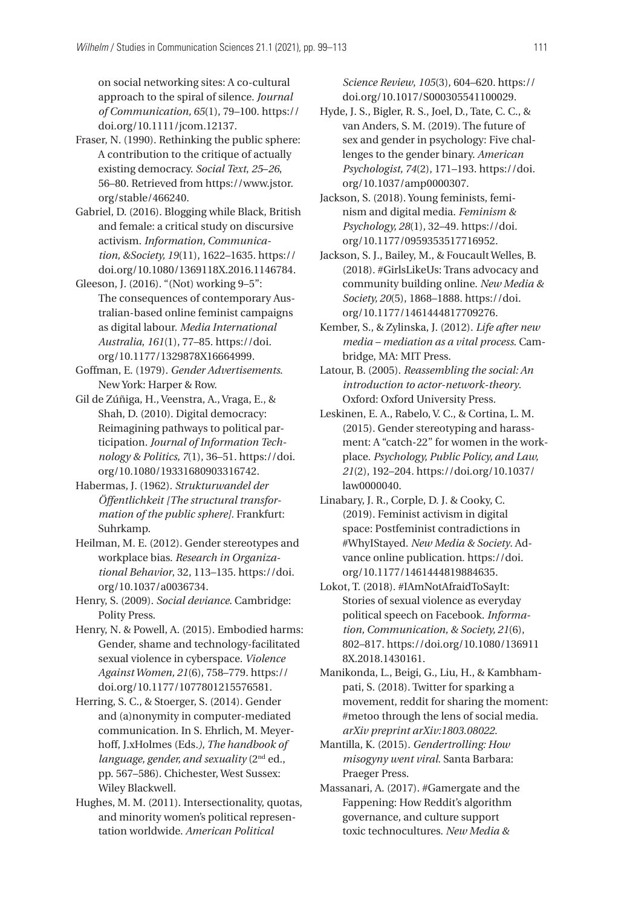on social networking sites: A co-cultural approach to the spiral of silence. *Journal of Communication, 65*(1), 79–100. https://doi.org/10.1111/jcom.12137.

Fraser, N. (1990). Rethinking the public sphere: A contribution to the critique of actually existing democracy. *Social Text*, *25–26*, 56–80. Retrieved from https://www.jstor.org/stable/466240.

Gabriel, D. (2016). Blogging while Black, British and female: a critical study on discursive activism. *Information, Communication, &Society, 19*(11), 1622–1635. https://doi.org/10.1080/1369118X.2016.1146784.

Gleeson, J. (2016). "(Not) working 9–5": The consequences of contemporary Australian-based online feminist campaigns as digital labour. *Media International Australia*, *161*(1), 77–85. https://doi.org/10.1177/1329878X16664999.

Goffman, E. (1979). *Gender Advertisements*. New York: Harper & Row.

Gil de Zúñiga, H., Veenstra, A., Vraga, E., & Shah, D. (2010). Digital democracy: Reimagining pathways to political participation. *Journal of Information Technology & Politics, 7*(1), 36–51. https://doi.org/10.1080/19331680903316742.

Habermas, J. (1962). *Strukturwandel der Öffentlichkeit [The structural transformation of the public sphere]*. Frankfurt: Suhrkamp.

Heilman, M. E. (2012). Gender stereotypes and workplace bias. *Research in Organizational Behavior*, 32, 113–135. https://doi.org/10.1037/a0036734.

Henry, S. (2009). *Social deviance*. Cambridge: Polity Press.

Henry, N. & Powell, A. (2015). Embodied harms: Gender, shame and technology-facilitated sexual violence in cyberspace. *Violence Against Women, 21*(6), 758–779. https://doi.org/10.1177/1077801215576581.

Herring, S. C., & Stoerger, S. (2014). Gender and (a)nonymity in computer-mediated communication. In S. Ehrlich, M. Meyerhoff, J.xHolmes (Eds.*), The handbook of language, gender, and sexuality* (2nd ed., pp. 567–586). Chichester, West Sussex: Wiley Blackwell.

Hughes, M. M. (2011). Intersectionality, quotas, and minority women's political representation worldwide. *American Political Science Review*, *105*(3), 604–620. https://doi.org/10.1017/S000305541100029.

Hyde, J. S., Bigler, R. S., Joel, D., Tate, C. C., & van Anders, S. M. (2019). The future of sex and gender in psychology: Five challenges to the gender binary. *American Psychologist, 74*(2), 171–193. https://doi.org/10.1037/amp0000307.

Jackson, S. (2018). Young feminists, feminism and digital media. *Feminism & Psychology, 28*(1), 32–49. https://doi.org/10.1177/0959353517716952.

Jackson, S. J., Bailey, M., & Foucault Welles, B. (2018). #GirlsLikeUs: Trans advocacy and community building online. *New Media & Society, 20*(5), 1868–1888. https://doi.org/10.1177/1461444817709276.

Kember, S., & Zylinska, J. (2012). *Life after new media – mediation as a vital process*. Cambridge, MA: MIT Press.

Latour, B. (2005). *Reassembling the social: An introduction to actor-network-theory*. Oxford: Oxford University Press.

Leskinen, E. A., Rabelo, V. C., & Cortina, L. M. (2015). Gender stereotyping and harassment: A "catch-22" for women in the workplace. *Psychology, Public Policy, and Law, 21*(2), 192–204. https://doi.org/10.1037/law0000040.

Linabary, J. R., Corple, D. J. & Cooky, C. (2019). Feminist activism in digital space: Postfeminist contradictions in #WhyIStayed. *New Media & Society*. Advance online publication. https://doi.org/10.1177/1461444819884635.

Lokot, T. (2018). #IAmNotAfraidToSayIt: Stories of sexual violence as everyday political speech on Facebook. *Information, Communication, & Society, 21*(6), 802–817. https://doi.org/10.1080/1369118X.2018.1430161.

Manikonda, L., Beigi, G., Liu, H., & Kambhampati, S. (2018). Twitter for sparking a movement, reddit for sharing the moment: #metoo through the lens of social media. *arXiv preprint arXiv:1803.08022*.

Mantilla, K. (2015). *Gendertrolling: How misogyny went viral*. Santa Barbara: Praeger Press.

Massanari, A. (2017). #Gamergate and the Fappening: How Reddit's algorithm governance, and culture support toxic technocultures. *New Media &*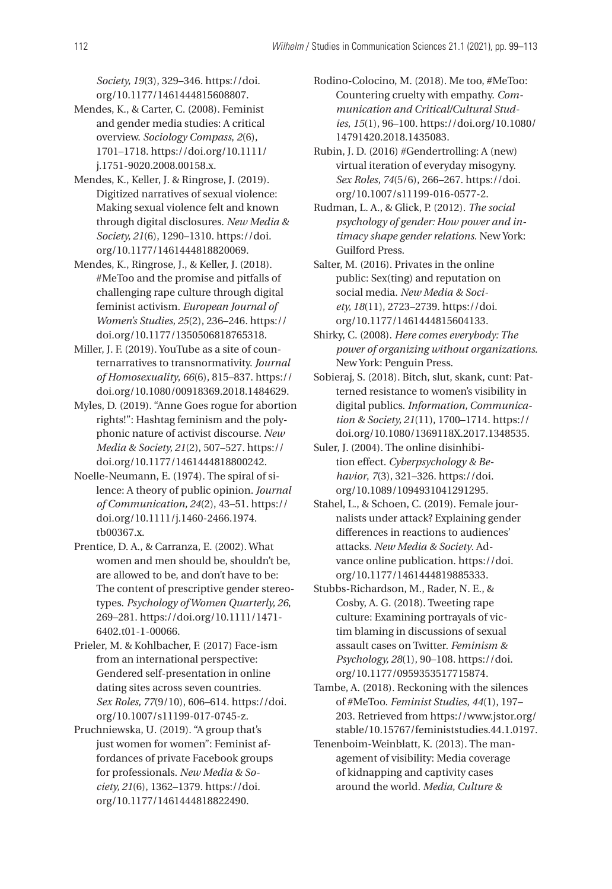*Society, 19*(3), 329–346. https://doi.org/10.1177/1461444815608807.

Mendes, K., & Carter, C. (2008). Feminist and gender media studies: A critical overview. *Sociology Compass, 2*(6), 1701–1718. https://doi.org/10.1111/j.1751-9020.2008.00158.x.

Mendes, K., Keller, J. & Ringrose, J. (2019). Digitized narratives of sexual violence: Making sexual violence felt and known through digital disclosures. *New Media & Society, 21*(6), 1290–1310. https://doi.org/10.1177/1461444818820069.

Mendes, K., Ringrose, J., & Keller, J. (2018). #MeToo and the promise and pitfalls of challenging rape culture through digital feminist activism. *European Journal of Women's Studies, 25*(2), 236–246. https://doi.org/10.1177/1350506818765318.

Miller, J. F. (2019). YouTube as a site of counternarratives to transnormativity. *Journal of Homosexuality, 66*(6), 815–837. https://doi.org/10.1080/00918369.2018.1484629.

Myles, D. (2019). "Anne Goes rogue for abortion rights!": Hashtag feminism and the polyphonic nature of activist discourse. *New Media & Society, 21*(2), 507–527. https://doi.org/10.1177/1461444818800242.

Noelle-Neumann, E. (1974). The spiral of silence: A theory of public opinion. *Journal of Communication, 24*(2), 43–51. https://doi.org/10.1111/j.1460-2466.1974.tb00367.x.

Prentice, D. A., & Carranza, E. (2002). What women and men should be, shouldn't be, are allowed to be, and don't have to be: The content of prescriptive gender stereotypes. *Psychology of Women Quarterly, 26*, 269–281. https://doi.org/10.1111/1471-6402.t01-1-00066.

Prieler, M. & Kohlbacher, F. (2017) Face-ism from an international perspective: Gendered self-presentation in online dating sites across seven countries. *Sex Roles, 77*(9/10), 606–614. https://doi.org/10.1007/s11199-017-0745-z.

Pruchniewska, U. (2019). "A group that's just women for women": Feminist affordances of private Facebook groups for professionals. *New Media & Society, 21*(6), 1362–1379. https://doi.org/10.1177/1461444818822490.

Rodino-Colocino, M. (2018). Me too, #MeToo: Countering cruelty with empathy. *Communication and Critical/Cultural Studies, 15*(1), 96–100. https://doi.org/10.1080/14791420.2018.1435083.

Rubin, J. D. (2016) #Gendertrolling: A (new) virtual iteration of everyday misogyny. *Sex Roles, 74*(5/6), 266–267. https://doi.org/10.1007/s11199-016-0577-2.

Rudman, L. A., & Glick, P. (2012). *The social psychology of gender: How power and intimacy shape gender relations*. New York: Guilford Press.

Salter, M. (2016). Privates in the online public: Sex(ting) and reputation on social media. *New Media & Society, 18*(11), 2723–2739. https://doi.org/10.1177/1461444815604133.

Shirky, C. (2008). *Here comes everybody: The power of organizing without organizations*. New York: Penguin Press.

Sobieraj, S. (2018). Bitch, slut, skank, cunt: Patterned resistance to women's visibility in digital publics. *Information, Communication & Society, 21*(11), 1700–1714. https://doi.org/10.1080/1369118X.2017.1348535.

Suler, J. (2004). The online disinhibition effect. *Cyberpsychology & Behavior, 7*(3), 321–326. https://doi.org/10.1089/1094931041291295.

Stahel, L., & Schoen, C. (2019). Female journalists under attack? Explaining gender differences in reactions to audiences' attacks. *New Media & Society*. Advance online publication. https://doi.org/10.1177/1461444819885333.

Stubbs-Richardson, M., Rader, N. E., & Cosby, A. G. (2018). Tweeting rape culture: Examining portrayals of victim blaming in discussions of sexual assault cases on Twitter. *Feminism & Psychology, 28*(1), 90–108. https://doi.org/10.1177/0959353517715874.

Tambe, A. (2018). Reckoning with the silences of #MeToo. *Feminist Studies, 44*(1), 197–203. Retrieved from https://www.jstor.org/stable/10.15767/feministstudies.44.1.0197.

Tenenboim-Weinblatt, K. (2013). The management of visibility: Media coverage of kidnapping and captivity cases around the world. *Media, Culture &*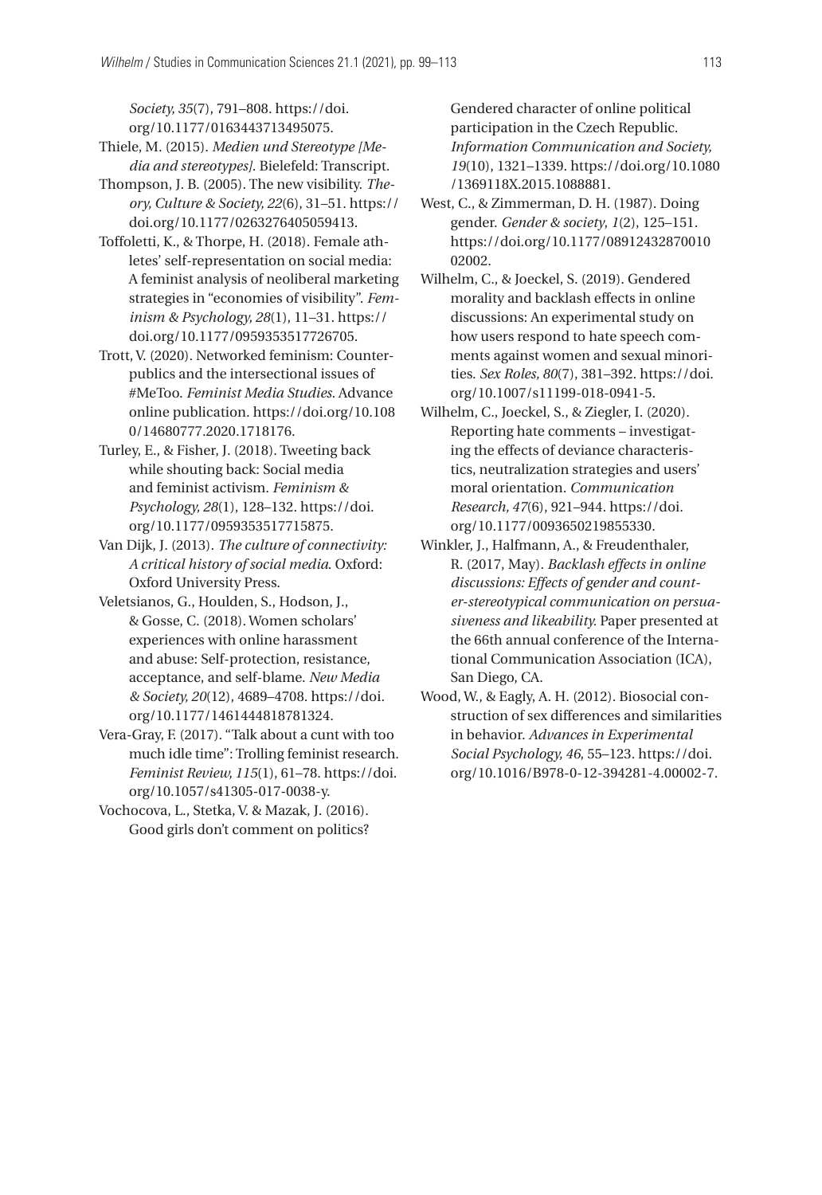*Society, 35*(7), 791–808. https://doi.org/10.1177/0163443713495075.

Thiele, M. (2015). *Medien und Stereotype [Media and stereotypes]*. Bielefeld: Transcript.

Thompson, J. B. (2005). The new visibility. *Theory, Culture & Society, 22*(6), 31–51. https://doi.org/10.1177/0263276405059413.

Toffoletti, K., & Thorpe, H. (2018). Female athletes' self-representation on social media: A feminist analysis of neoliberal marketing strategies in "economies of visibility". *Feminism & Psychology, 28*(1), 11–31. https://doi.org/10.1177/0959353517726705.

Trott, V. (2020). Networked feminism: Counterpublics and the intersectional issues of #MeToo. *Feminist Media Studies*. Advance online publication. https://doi.org/10.1080/14680777.2020.1718176.

Turley, E., & Fisher, J. (2018). Tweeting back while shouting back: Social media and feminist activism. *Feminism & Psychology, 28*(1), 128–132. https://doi.org/10.1177/0959353517715875.

Van Dijk, J. (2013). *The culture of connectivity: A critical history of social media*. Oxford: Oxford University Press.

Veletsianos, G., Houlden, S., Hodson, J., & Gosse, C. (2018). Women scholars' experiences with online harassment and abuse: Self-protection, resistance, acceptance, and self-blame. *New Media & Society, 20*(12), 4689–4708. https://doi.org/10.1177/1461444818781324.

Vera-Gray, F. (2017). "Talk about a cunt with too much idle time": Trolling feminist research. *Feminist Review, 115*(1), 61–78. https://doi.org/10.1057/s41305-017-0038-y.

Vochocova, L., Stetka, V. & Mazak, J. (2016). Good girls don't comment on politics? Gendered character of online political participation in the Czech Republic. *Information Communication and Society, 19*(10), 1321–1339. https://doi.org/10.1080/1369118X.2015.1088881.

West, C., & Zimmerman, D. H. (1987). Doing gender. *Gender & society*, *1*(2), 125–151. https://doi.org/10.1177/0891243287001002002.

Wilhelm, C., & Joeckel, S. (2019). Gendered morality and backlash effects in online discussions: An experimental study on how users respond to hate speech comments against women and sexual minorities. *Sex Roles, 80*(7), 381–392. https://doi.org/10.1007/s11199-018-0941-5.

Wilhelm, C., Joeckel, S., & Ziegler, I. (2020). Reporting hate comments – investigating the effects of deviance characteristics, neutralization strategies and users' moral orientation. *Communication Research, 47*(6), 921–944. https://doi.org/10.1177/0093650219855330.

Winkler, J., Halfmann, A., & Freudenthaler, R. (2017, May). *Backlash effects in online discussions: Effects of gender and counter-stereotypical communication on persuasiveness and likeability.* Paper presented at the 66th annual conference of the International Communication Association (ICA), San Diego, CA.

Wood, W., & Eagly, A. H. (2012). Biosocial construction of sex differences and similarities in behavior. *Advances in Experimental Social Psychology, 46*, 55–123. https://doi.org/10.1016/B978-0-12-394281-4.00002-7.